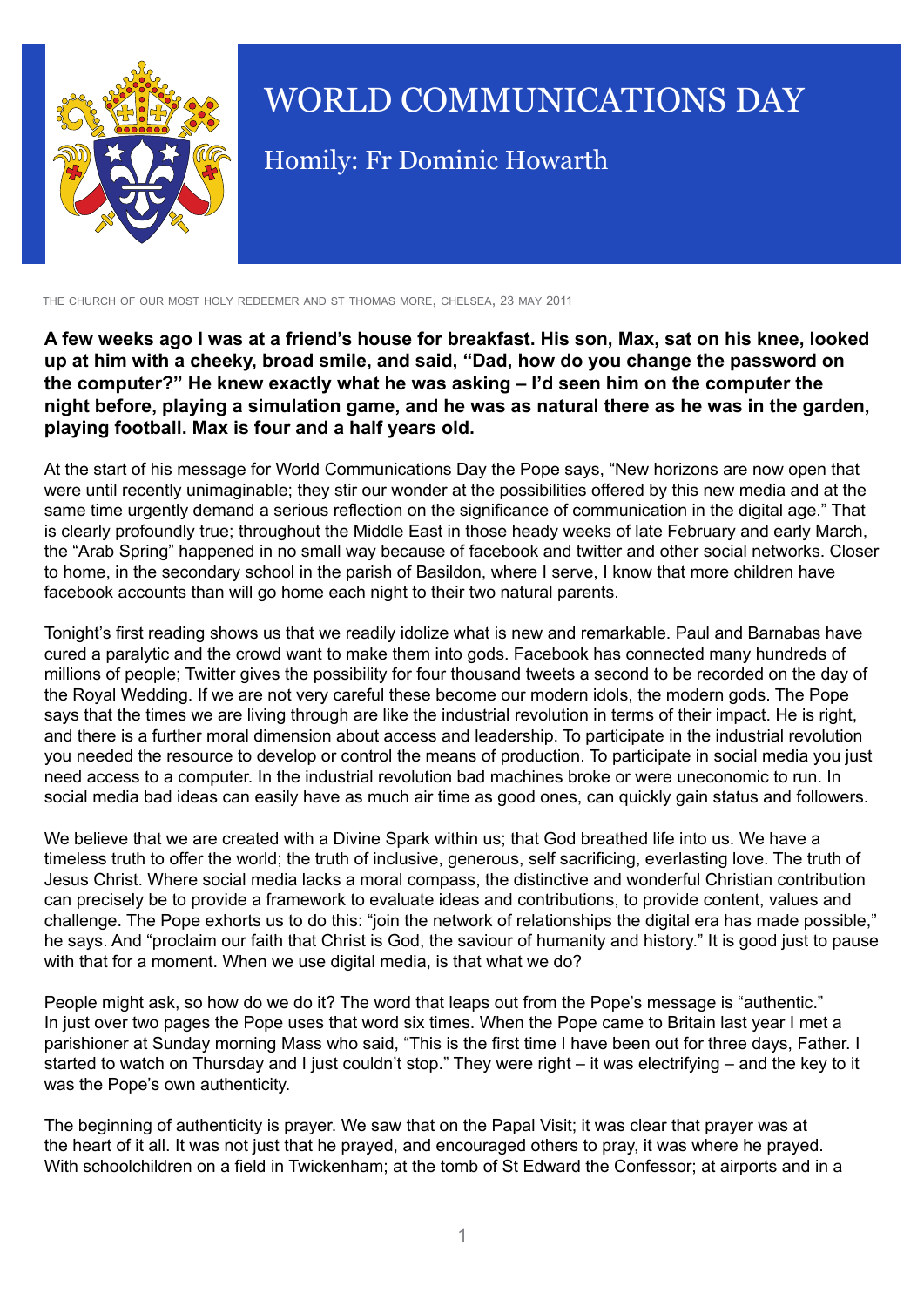# WORLD COMMUNICATIONS DAY

## Homily: Fr Dominic Howarth

THE CHURCH OF OUR MOST HOLY REDEEMER AND ST THOMAS MORE, CHELSEA, 23 MAY 2011

**A few weeks ago I was at a friend's house for breakfast. His son, Max, sat on his knee, looked up at him with a cheeky, broad smile, and said, "Dad, how do you change the password on the computer?" He knew exactly what he was asking – I'd seen him on the computer the night before, playing a simulation game, and he was as natural there as he was in the garden, playing football. Max is four and a half years old.**

At the start of his message for World Communications Day the Pope says, "New horizons are now open that were until recently unimaginable; they stir our wonder at the possibilities offered by this new media and at the same time urgently demand a serious reflection on the significance of communication in the digital age." That is clearly profoundly true; throughout the Middle East in those heady weeks of late February and early March, the "Arab Spring" happened in no small way because of facebook and twitter and other social networks. Closer to home, in the secondary school in the parish of Basildon, where I serve, I know that more children have facebook accounts than will go home each night to their two natural parents.

Tonight's first reading shows us that we readily idolize what is new and remarkable. Paul and Barnabas have cured a paralytic and the crowd want to make them into gods. Facebook has connected many hundreds of millions of people; Twitter gives the possibility for four thousand tweets a second to be recorded on the day of the Royal Wedding. If we are not very careful these become our modern idols, the modern gods. The Pope says that the times we are living through are like the industrial revolution in terms of their impact. He is right, and there is a further moral dimension about access and leadership. To participate in the industrial revolution you needed the resource to develop or control the means of production. To participate in social media you just need access to a computer. In the industrial revolution bad machines broke or were uneconomic to run. In social media bad ideas can easily have as much air time as good ones, can quickly gain status and followers.

We believe that we are created with a Divine Spark within us; that God breathed life into us. We have a timeless truth to offer the world; the truth of inclusive, generous, self sacrificing, everlasting love. The truth of Jesus Christ. Where social media lacks a moral compass, the distinctive and wonderful Christian contribution can precisely be to provide a framework to evaluate ideas and contributions, to provide content, values and challenge. The Pope exhorts us to do this: "join the network of relationships the digital era has made possible," he says. And "proclaim our faith that Christ is God, the saviour of humanity and history." It is good just to pause with that for a moment. When we use digital media, is that what we do?

People might ask, so how do we do it? The word that leaps out from the Pope's message is "authentic." In just over two pages the Pope uses that word six times. When the Pope came to Britain last year I met a parishioner at Sunday morning Mass who said, "This is the first time I have been out for three days, Father. I started to watch on Thursday and I just couldn't stop." They were right – it was electrifying – and the key to it was the Pope's own authenticity.

The beginning of authenticity is prayer. We saw that on the Papal Visit; it was clear that prayer was at the heart of it all. It was not just that he prayed, and encouraged others to pray, it was where he prayed. With schoolchildren on a field in Twickenham; at the tomb of St Edward the Confessor; at airports and in a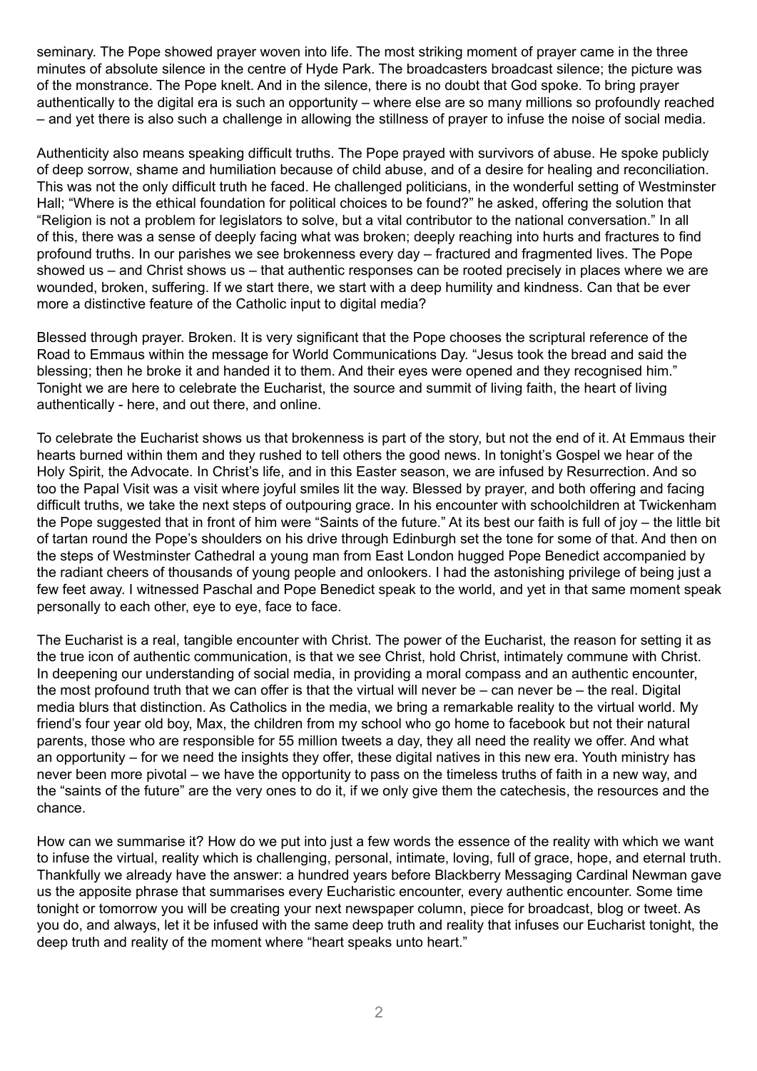seminary. The Pope showed prayer woven into life. The most striking moment of prayer came in the three minutes of absolute silence in the centre of Hyde Park. The broadcasters broadcast silence; the picture was of the monstrance. The Pope knelt. And in the silence, there is no doubt that God spoke. To bring prayer authentically to the digital era is such an opportunity – where else are so many millions so profoundly reached – and yet there is also such a challenge in allowing the stillness of prayer to infuse the noise of social media.

Authenticity also means speaking difficult truths. The Pope prayed with survivors of abuse. He spoke publicly of deep sorrow, shame and humiliation because of child abuse, and of a desire for healing and reconciliation. This was not the only difficult truth he faced. He challenged politicians, in the wonderful setting of Westminster Hall; "Where is the ethical foundation for political choices to be found?" he asked, offering the solution that "Religion is not a problem for legislators to solve, but a vital contributor to the national conversation." In all of this, there was a sense of deeply facing what was broken; deeply reaching into hurts and fractures to find profound truths. In our parishes we see brokenness every day – fractured and fragmented lives. The Pope showed us – and Christ shows us – that authentic responses can be rooted precisely in places where we are wounded, broken, suffering. If we start there, we start with a deep humility and kindness. Can that be ever more a distinctive feature of the Catholic input to digital media?

Blessed through prayer. Broken. It is very significant that the Pope chooses the scriptural reference of the Road to Emmaus within the message for World Communications Day. "Jesus took the bread and said the blessing; then he broke it and handed it to them. And their eyes were opened and they recognised him." Tonight we are here to celebrate the Eucharist, the source and summit of living faith, the heart of living authentically - here, and out there, and online.

To celebrate the Eucharist shows us that brokenness is part of the story, but not the end of it. At Emmaus their hearts burned within them and they rushed to tell others the good news. In tonight's Gospel we hear of the Holy Spirit, the Advocate. In Christ's life, and in this Easter season, we are infused by Resurrection. And so too the Papal Visit was a visit where joyful smiles lit the way. Blessed by prayer, and both offering and facing difficult truths, we take the next steps of outpouring grace. In his encounter with schoolchildren at Twickenham the Pope suggested that in front of him were "Saints of the future." At its best our faith is full of joy – the little bit of tartan round the Pope's shoulders on his drive through Edinburgh set the tone for some of that. And then on the steps of Westminster Cathedral a young man from East London hugged Pope Benedict accompanied by the radiant cheers of thousands of young people and onlookers. I had the astonishing privilege of being just a few feet away. I witnessed Paschal and Pope Benedict speak to the world, and yet in that same moment speak personally to each other, eye to eye, face to face.

The Eucharist is a real, tangible encounter with Christ. The power of the Eucharist, the reason for setting it as the true icon of authentic communication, is that we see Christ, hold Christ, intimately commune with Christ. In deepening our understanding of social media, in providing a moral compass and an authentic encounter, the most profound truth that we can offer is that the virtual will never be – can never be – the real. Digital media blurs that distinction. As Catholics in the media, we bring a remarkable reality to the virtual world. My friend's four year old boy, Max, the children from my school who go home to facebook but not their natural parents, those who are responsible for 55 million tweets a day, they all need the reality we offer. And what an opportunity – for we need the insights they offer, these digital natives in this new era. Youth ministry has never been more pivotal – we have the opportunity to pass on the timeless truths of faith in a new way, and the "saints of the future" are the very ones to do it, if we only give them the catechesis, the resources and the chance.

How can we summarise it? How do we put into just a few words the essence of the reality with which we want to infuse the virtual, reality which is challenging, personal, intimate, loving, full of grace, hope, and eternal truth. Thankfully we already have the answer: a hundred years before Blackberry Messaging Cardinal Newman gave us the apposite phrase that summarises every Eucharistic encounter, every authentic encounter. Some time tonight or tomorrow you will be creating your next newspaper column, piece for broadcast, blog or tweet. As you do, and always, let it be infused with the same deep truth and reality that infuses our Eucharist tonight, the deep truth and reality of the moment where "heart speaks unto heart."